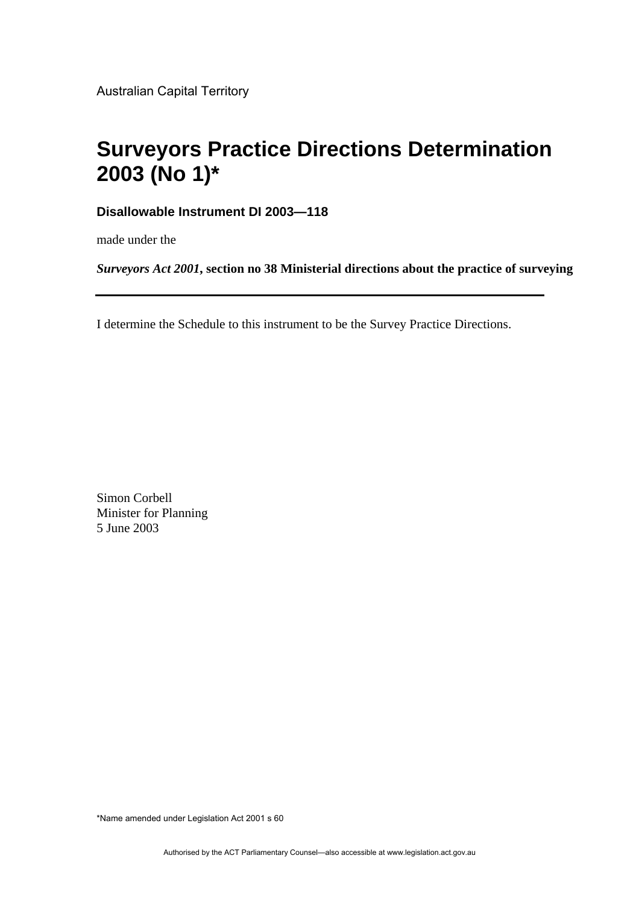Australian Capital Territory

# Surveyors Practice Directions Determination 2003 (No 1)*

**Disallowable Instrument DI 2003—118**

made under the

***Surveyors Act 2001*, section no 38 Ministerial directions about the practice of surveying**

---

I determine the Schedule to this instrument to be the Survey Practice Directions.

Simon Corbell
Minister for Planning
5 June 2003

*Name amended under Legislation Act 2001 s 60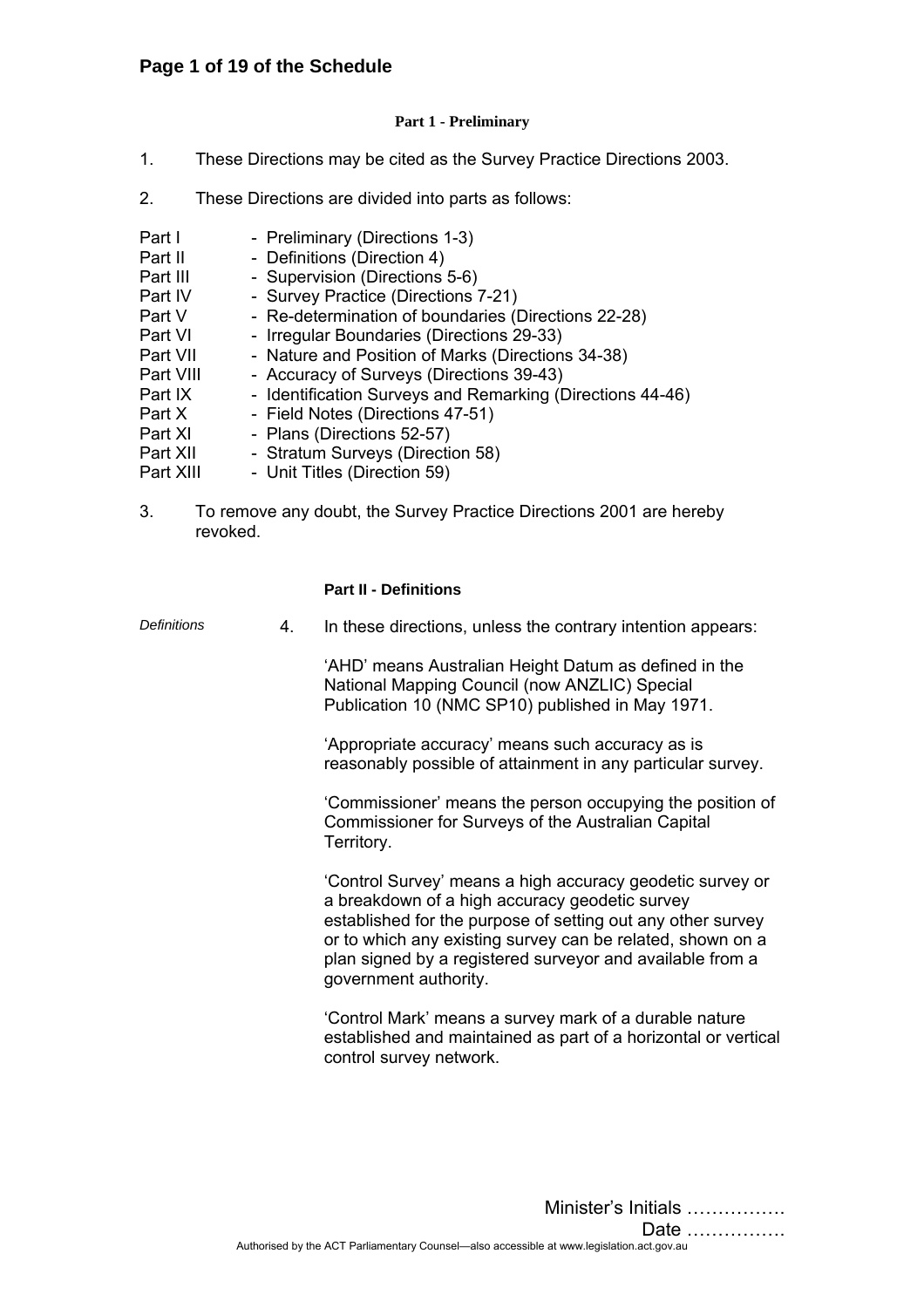**Part 1 - Preliminary**

1. These Directions may be cited as the Survey Practice Directions 2003.

2. These Directions are divided into parts as follows:

| | |
|---|---|
| Part I | - Preliminary (Directions 1-3) |
| Part II | - Definitions (Direction 4) |
| Part III | - Supervision (Directions 5-6) |
| Part IV | - Survey Practice (Directions 7-21) |
| Part V | - Re-determination of boundaries (Directions 22-28) |
| Part VI | - Irregular Boundaries (Directions 29-33) |
| Part VII | - Nature and Position of Marks (Directions 34-38) |
| Part VIII | - Accuracy of Surveys (Directions 39-43) |
| Part IX | - Identification Surveys and Remarking (Directions 44-46) |
| Part X | - Field Notes (Directions 47-51) |
| Part XI | - Plans (Directions 52-57) |
| Part XII | - Stratum Surveys (Direction 58) |
| Part XIII | - Unit Titles (Direction 59) |

3. To remove any doubt, the Survey Practice Directions 2001 are hereby revoked.

**Part II - Definitions**

*Definitions*

4. In these directions, unless the contrary intention appears:

'AHD' means Australian Height Datum as defined in the National Mapping Council (now ANZLIC) Special Publication 10 (NMC SP10) published in May 1971.

'Appropriate accuracy' means such accuracy as is reasonably possible of attainment in any particular survey.

'Commissioner' means the person occupying the position of Commissioner for Surveys of the Australian Capital Territory.

'Control Survey' means a high accuracy geodetic survey or a breakdown of a high accuracy geodetic survey established for the purpose of setting out any other survey or to which any existing survey can be related, shown on a plan signed by a registered surveyor and available from a government authority.

'Control Mark' means a survey mark of a durable nature established and maintained as part of a horizontal or vertical control survey network.

Minister's Initials …………….

Date …………….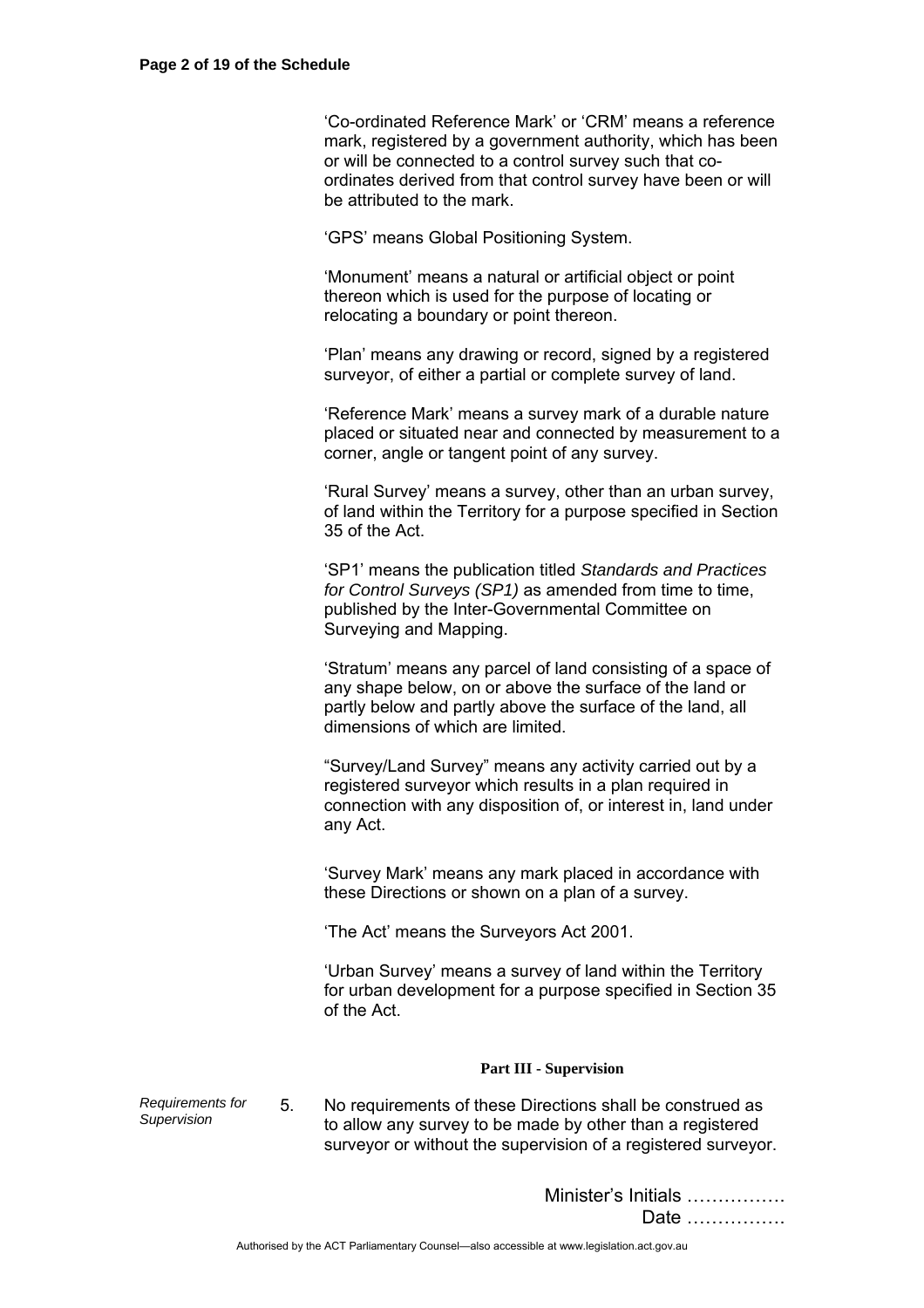'Co-ordinated Reference Mark' or 'CRM' means a reference mark, registered by a government authority, which has been or will be connected to a control survey such that co-ordinates derived from that control survey have been or will be attributed to the mark.

'GPS' means Global Positioning System.

'Monument' means a natural or artificial object or point thereon which is used for the purpose of locating or relocating a boundary or point thereon.

'Plan' means any drawing or record, signed by a registered surveyor, of either a partial or complete survey of land.

'Reference Mark' means a survey mark of a durable nature placed or situated near and connected by measurement to a corner, angle or tangent point of any survey.

'Rural Survey' means a survey, other than an urban survey, of land within the Territory for a purpose specified in Section 35 of the Act.

'SP1' means the publication titled *Standards and Practices for Control Surveys (SP1)* as amended from time to time, published by the Inter-Governmental Committee on Surveying and Mapping.

'Stratum' means any parcel of land consisting of a space of any shape below, on or above the surface of the land or partly below and partly above the surface of the land, all dimensions of which are limited.

"Survey/Land Survey" means any activity carried out by a registered surveyor which results in a plan required in connection with any disposition of, or interest in, land under any Act.

'Survey Mark' means any mark placed in accordance with these Directions or shown on a plan of a survey.

'The Act' means the Surveyors Act 2001.

'Urban Survey' means a survey of land within the Territory for urban development for a purpose specified in Section 35 of the Act.

## Part III - Supervision

*Requirements for Supervision*

5. No requirements of these Directions shall be construed as to allow any survey to be made by other than a registered surveyor or without the supervision of a registered surveyor.

Minister's Initials …………….
Date …………….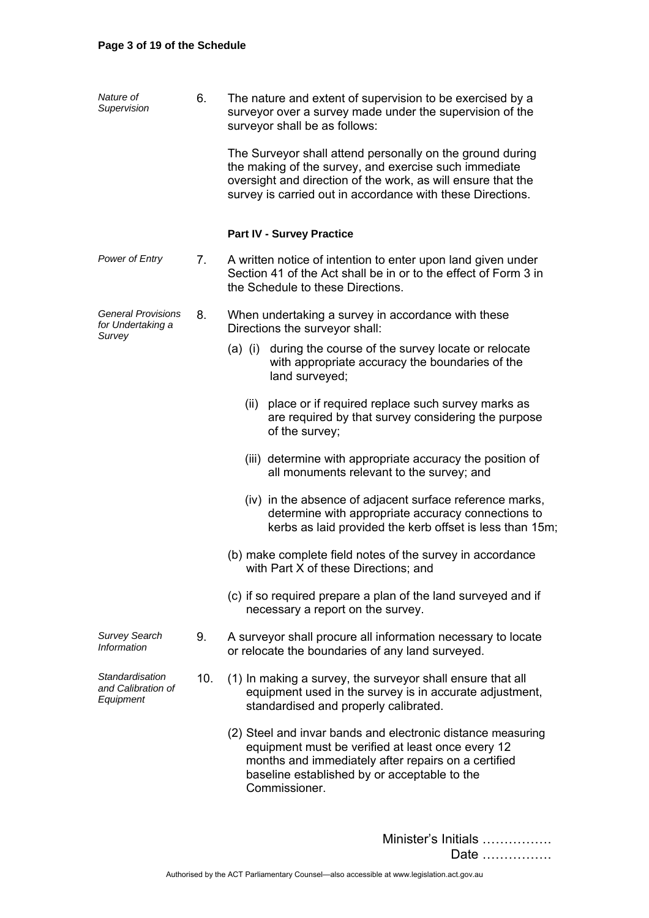*Nature of Supervision*

6. The nature and extent of supervision to be exercised by a surveyor over a survey made under the supervision of the surveyor shall be as follows:

   The Surveyor shall attend personally on the ground during the making of the survey, and exercise such immediate oversight and direction of the work, as will ensure that the survey is carried out in accordance with these Directions.

**Part IV - Survey Practice**

*Power of Entry*

7. A written notice of intention to enter upon land given under Section 41 of the Act shall be in or to the effect of Form 3 in the Schedule to these Directions.

*General Provisions for Undertaking a Survey*

8. When undertaking a survey in accordance with these Directions the surveyor shall:

   (a) (i) during the course of the survey locate or relocate with appropriate accuracy the boundaries of the land surveyed;

   (ii) place or if required replace such survey marks as are required by that survey considering the purpose of the survey;

   (iii) determine with appropriate accuracy the position of all monuments relevant to the survey; and

   (iv) in the absence of adjacent surface reference marks, determine with appropriate accuracy connections to kerbs as laid provided the kerb offset is less than 15m;

   (b) make complete field notes of the survey in accordance with Part X of these Directions; and

   (c) if so required prepare a plan of the land surveyed and if necessary a report on the survey.

*Survey Search Information*

9. A surveyor shall procure all information necessary to locate or relocate the boundaries of any land surveyed.

*Standardisation and Calibration of Equipment*

10. (1) In making a survey, the surveyor shall ensure that all equipment used in the survey is in accurate adjustment, standardised and properly calibrated.

   (2) Steel and invar bands and electronic distance measuring equipment must be verified at least once every 12 months and immediately after repairs on a certified baseline established by or acceptable to the Commissioner.

Minister's Initials …………….
Date …………….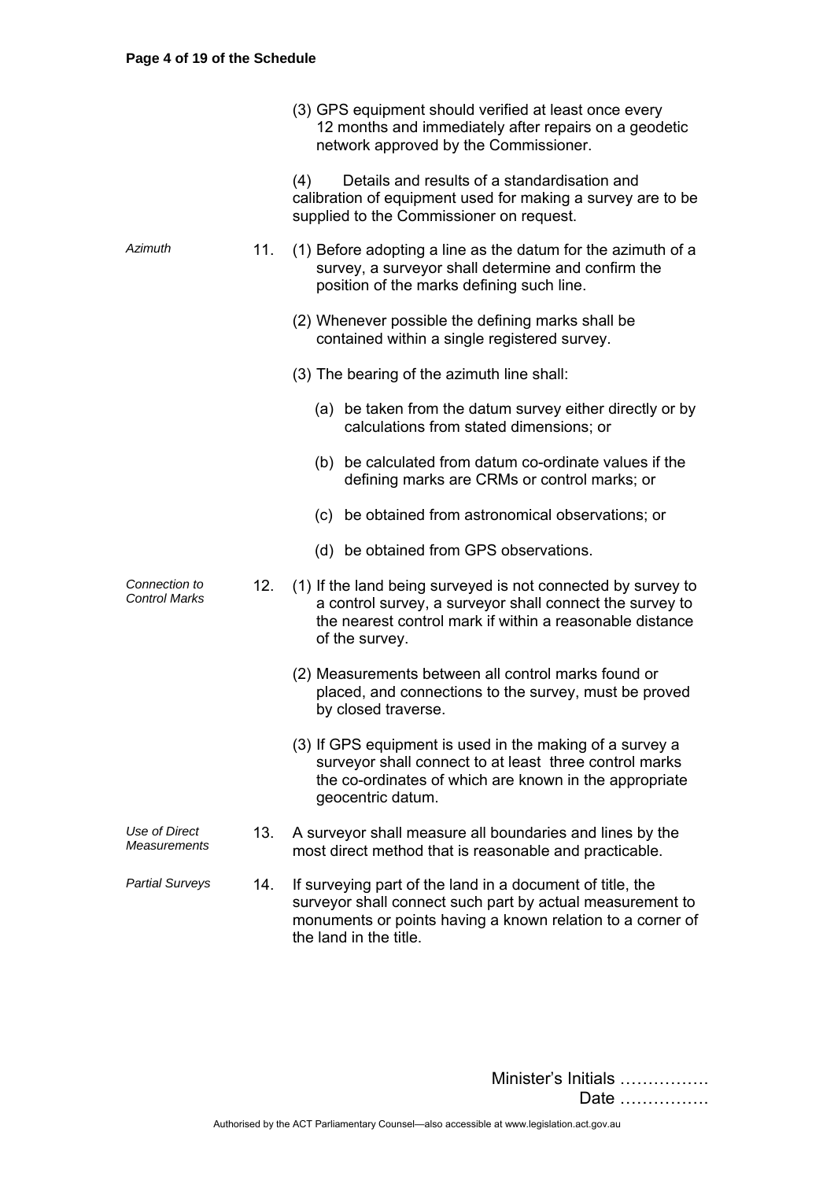(3) GPS equipment should verified at least once every 12 months and immediately after repairs on a geodetic network approved by the Commissioner.

(4) Details and results of a standardisation and calibration of equipment used for making a survey are to be supplied to the Commissioner on request.

*Azimuth*

11. (1) Before adopting a line as the datum for the azimuth of a survey, a surveyor shall determine and confirm the position of the marks defining such line.

(2) Whenever possible the defining marks shall be contained within a single registered survey.

(3) The bearing of the azimuth line shall:

(a) be taken from the datum survey either directly or by calculations from stated dimensions; or

(b) be calculated from datum co-ordinate values if the defining marks are CRMs or control marks; or

(c) be obtained from astronomical observations; or

(d) be obtained from GPS observations.

*Connection to Control Marks*

12. (1) If the land being surveyed is not connected by survey to a control survey, a surveyor shall connect the survey to the nearest control mark if within a reasonable distance of the survey.

(2) Measurements between all control marks found or placed, and connections to the survey, must be proved by closed traverse.

(3) If GPS equipment is used in the making of a survey a surveyor shall connect to at least three control marks the co-ordinates of which are known in the appropriate geocentric datum.

*Use of Direct Measurements*

13. A surveyor shall measure all boundaries and lines by the most direct method that is reasonable and practicable.

*Partial Surveys*

14. If surveying part of the land in a document of title, the surveyor shall connect such part by actual measurement to monuments or points having a known relation to a corner of the land in the title.

Minister's Initials …………….

Date …………….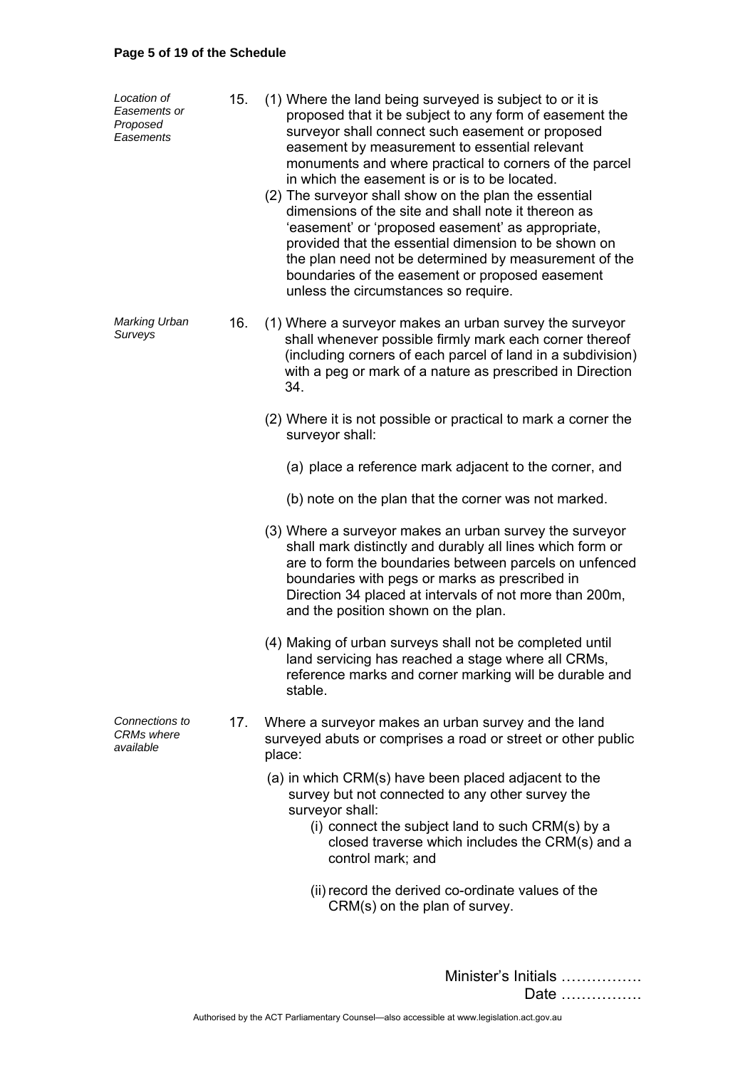*Location of Easements or Proposed Easements*

15. (1) Where the land being surveyed is subject to or it is proposed that it be subject to any form of easement the surveyor shall connect such easement or proposed easement by measurement to essential relevant monuments and where practical to corners of the parcel in which the easement is or is to be located.

(2) The surveyor shall show on the plan the essential dimensions of the site and shall note it thereon as 'easement' or 'proposed easement' as appropriate, provided that the essential dimension to be shown on the plan need not be determined by measurement of the boundaries of the easement or proposed easement unless the circumstances so require.

*Marking Urban Surveys*

16. (1) Where a surveyor makes an urban survey the surveyor shall whenever possible firmly mark each corner thereof (including corners of each parcel of land in a subdivision) with a peg or mark of a nature as prescribed in Direction 34.

(2) Where it is not possible or practical to mark a corner the surveyor shall:

(a) place a reference mark adjacent to the corner, and

(b) note on the plan that the corner was not marked.

(3) Where a surveyor makes an urban survey the surveyor shall mark distinctly and durably all lines which form or are to form the boundaries between parcels on unfenced boundaries with pegs or marks as prescribed in Direction 34 placed at intervals of not more than 200m, and the position shown on the plan.

(4) Making of urban surveys shall not be completed until land servicing has reached a stage where all CRMs, reference marks and corner marking will be durable and stable.

*Connections to CRMs where available*

17. Where a surveyor makes an urban survey and the land surveyed abuts or comprises a road or street or other public place:

(a) in which CRM(s) have been placed adjacent to the survey but not connected to any other survey the surveyor shall:

(i) connect the subject land to such CRM(s) by a closed traverse which includes the CRM(s) and a control mark; and

(ii) record the derived co-ordinate values of the CRM(s) on the plan of survey.

Minister's Initials …………….
Date …………….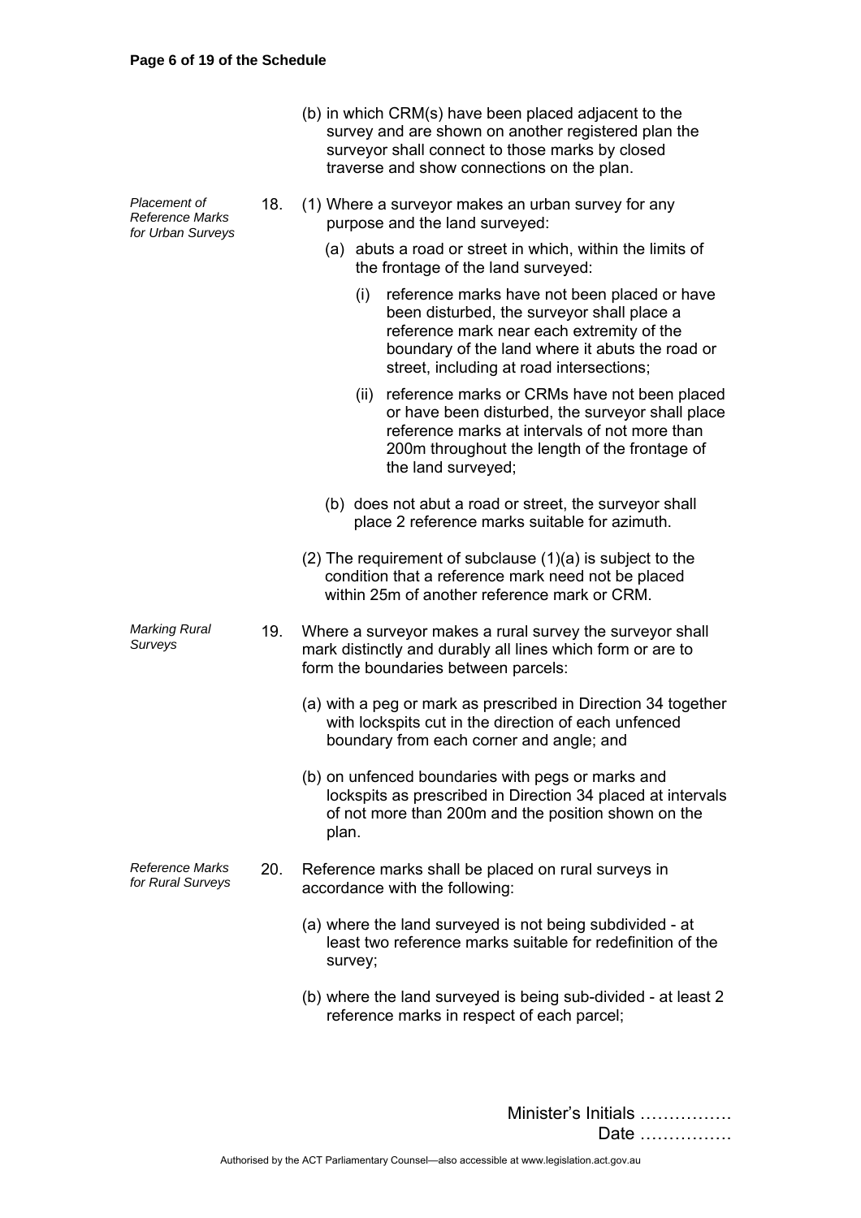(b) in which CRM(s) have been placed adjacent to the survey and are shown on another registered plan the surveyor shall connect to those marks by closed traverse and show connections on the plan.

*Placement of Reference Marks for Urban Surveys*

18. (1) Where a surveyor makes an urban survey for any purpose and the land surveyed:

(a) abuts a road or street in which, within the limits of the frontage of the land surveyed:

(i) reference marks have not been placed or have been disturbed, the surveyor shall place a reference mark near each extremity of the boundary of the land where it abuts the road or street, including at road intersections;

(ii) reference marks or CRMs have not been placed or have been disturbed, the surveyor shall place reference marks at intervals of not more than 200m throughout the length of the frontage of the land surveyed;

(b) does not abut a road or street, the surveyor shall place 2 reference marks suitable for azimuth.

(2) The requirement of subclause (1)(a) is subject to the condition that a reference mark need not be placed within 25m of another reference mark or CRM.

*Marking Rural Surveys*

19. Where a surveyor makes a rural survey the surveyor shall mark distinctly and durably all lines which form or are to form the boundaries between parcels:

(a) with a peg or mark as prescribed in Direction 34 together with lockspits cut in the direction of each unfenced boundary from each corner and angle; and

(b) on unfenced boundaries with pegs or marks and lockspits as prescribed in Direction 34 placed at intervals of not more than 200m and the position shown on the plan.

*Reference Marks for Rural Surveys*

20. Reference marks shall be placed on rural surveys in accordance with the following:

(a) where the land surveyed is not being subdivided - at least two reference marks suitable for redefinition of the survey;

(b) where the land surveyed is being sub-divided - at least 2 reference marks in respect of each parcel;

Minister's Initials …………….
Date …………….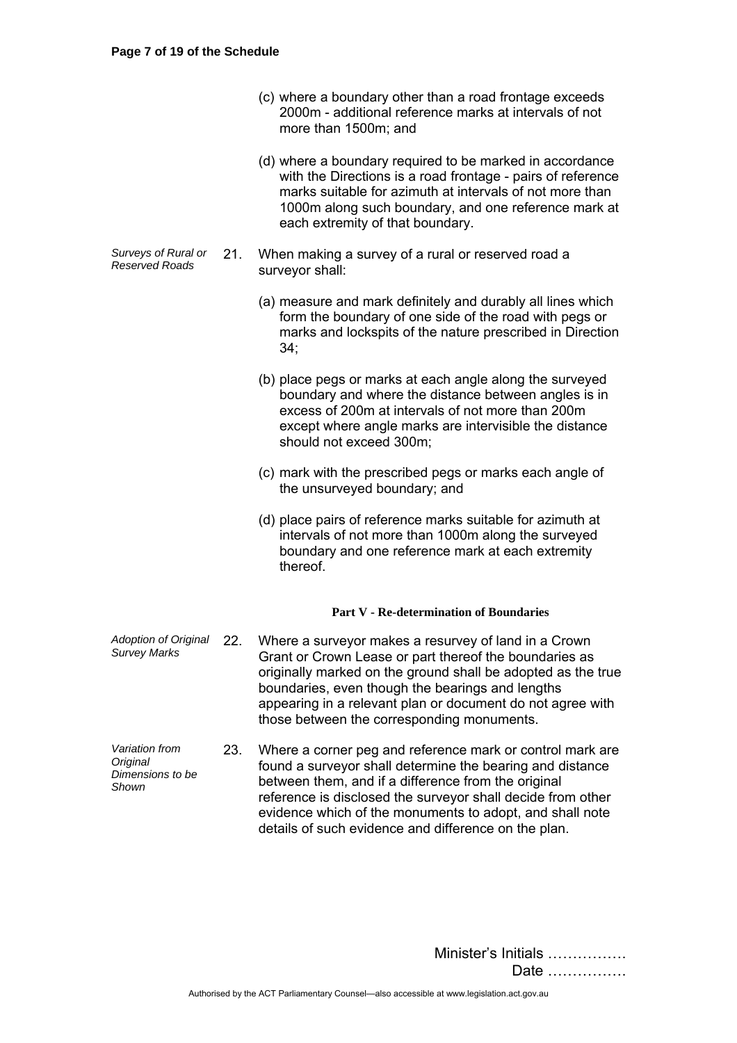(c) where a boundary other than a road frontage exceeds 2000m - additional reference marks at intervals of not more than 1500m; and

(d) where a boundary required to be marked in accordance with the Directions is a road frontage - pairs of reference marks suitable for azimuth at intervals of not more than 1000m along such boundary, and one reference mark at each extremity of that boundary.

*Surveys of Rural or Reserved Roads*

21. When making a survey of a rural or reserved road a surveyor shall:

(a) measure and mark definitely and durably all lines which form the boundary of one side of the road with pegs or marks and lockspits of the nature prescribed in Direction 34;

(b) place pegs or marks at each angle along the surveyed boundary and where the distance between angles is in excess of 200m at intervals of not more than 200m except where angle marks are intervisible the distance should not exceed 300m;

(c) mark with the prescribed pegs or marks each angle of the unsurveyed boundary; and

(d) place pairs of reference marks suitable for azimuth at intervals of not more than 1000m along the surveyed boundary and one reference mark at each extremity thereof.

## Part V - Re-determination of Boundaries

*Adoption of Original Survey Marks*

22. Where a surveyor makes a resurvey of land in a Crown Grant or Crown Lease or part thereof the boundaries as originally marked on the ground shall be adopted as the true boundaries, even though the bearings and lengths appearing in a relevant plan or document do not agree with those between the corresponding monuments.

*Variation from Original Dimensions to be Shown*

23. Where a corner peg and reference mark or control mark are found a surveyor shall determine the bearing and distance between them, and if a difference from the original reference is disclosed the surveyor shall decide from other evidence which of the monuments to adopt, and shall note details of such evidence and difference on the plan.

Minister's Initials …………….
Date …………….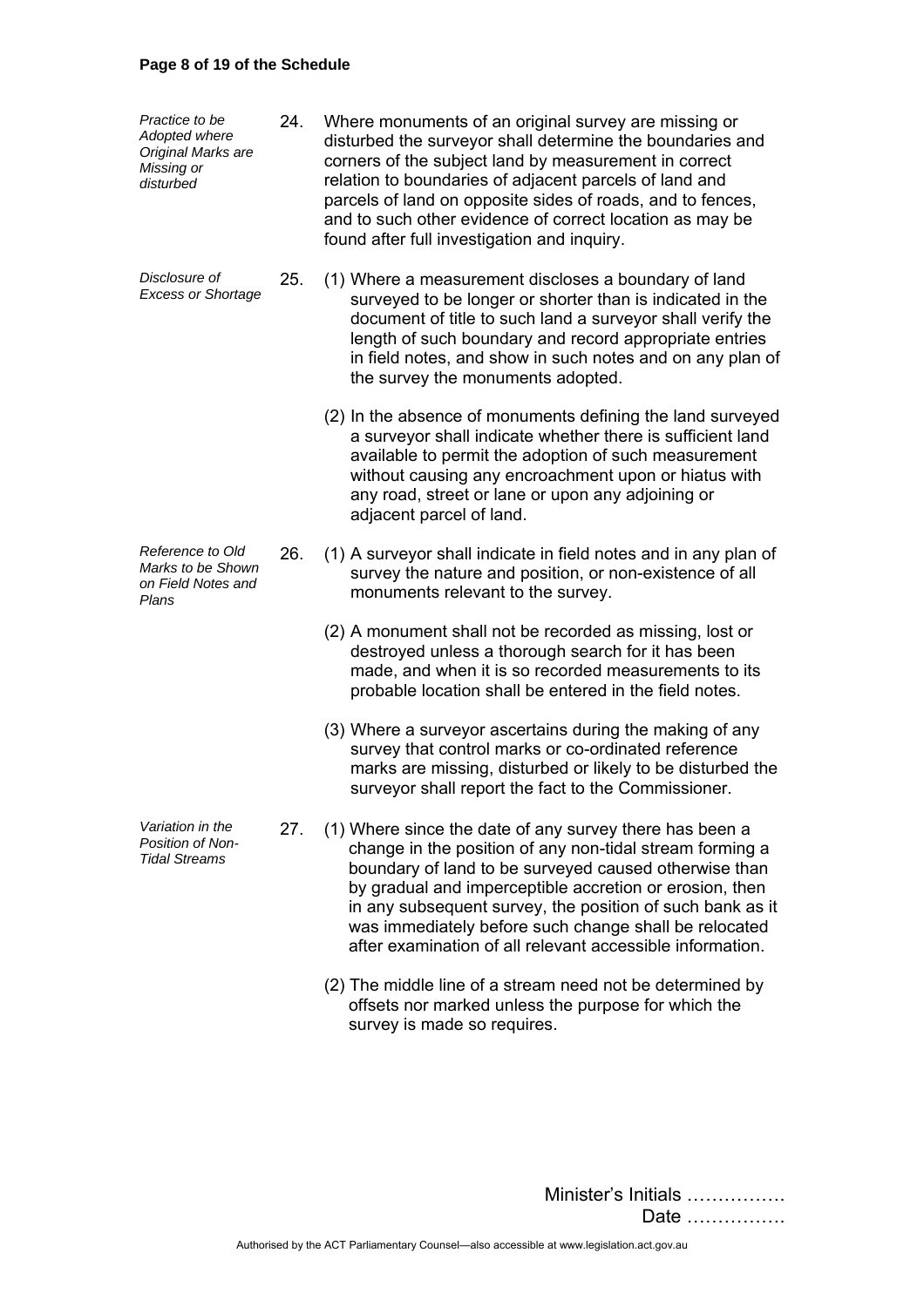*Practice to be Adopted where Original Marks are Missing or disturbed*

24. Where monuments of an original survey are missing or disturbed the surveyor shall determine the boundaries and corners of the subject land by measurement in correct relation to boundaries of adjacent parcels of land and parcels of land on opposite sides of roads, and to fences, and to such other evidence of correct location as may be found after full investigation and inquiry.

*Disclosure of Excess or Shortage*

25. (1) Where a measurement discloses a boundary of land surveyed to be longer or shorter than is indicated in the document of title to such land a surveyor shall verify the length of such boundary and record appropriate entries in field notes, and show in such notes and on any plan of the survey the monuments adopted.

(2) In the absence of monuments defining the land surveyed a surveyor shall indicate whether there is sufficient land available to permit the adoption of such measurement without causing any encroachment upon or hiatus with any road, street or lane or upon any adjoining or adjacent parcel of land.

*Reference to Old Marks to be Shown on Field Notes and Plans*

26. (1) A surveyor shall indicate in field notes and in any plan of survey the nature and position, or non-existence of all monuments relevant to the survey.

(2) A monument shall not be recorded as missing, lost or destroyed unless a thorough search for it has been made, and when it is so recorded measurements to its probable location shall be entered in the field notes.

(3) Where a surveyor ascertains during the making of any survey that control marks or co-ordinated reference marks are missing, disturbed or likely to be disturbed the surveyor shall report the fact to the Commissioner.

*Variation in the Position of Non-Tidal Streams*

27. (1) Where since the date of any survey there has been a change in the position of any non-tidal stream forming a boundary of land to be surveyed caused otherwise than by gradual and imperceptible accretion or erosion, then in any subsequent survey, the position of such bank as it was immediately before such change shall be relocated after examination of all relevant accessible information.

(2) The middle line of a stream need not be determined by offsets nor marked unless the purpose for which the survey is made so requires.

Minister's Initials …………….
Date …………….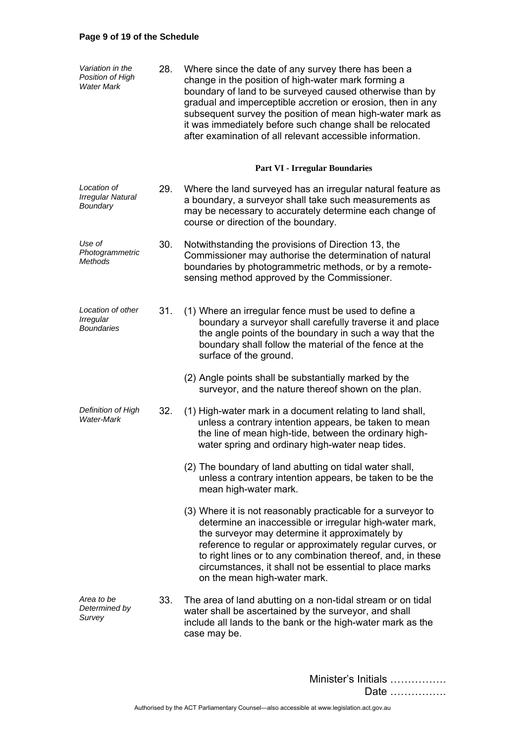*Variation in the Position of High Water Mark*

28. Where since the date of any survey there has been a change in the position of high-water mark forming a boundary of land to be surveyed caused otherwise than by gradual and imperceptible accretion or erosion, then in any subsequent survey the position of mean high-water mark as it was immediately before such change shall be relocated after examination of all relevant accessible information.

## Part VI - Irregular Boundaries

*Location of Irregular Natural Boundary*

29. Where the land surveyed has an irregular natural feature as a boundary, a surveyor shall take such measurements as may be necessary to accurately determine each change of course or direction of the boundary.

*Use of Photogrammetric Methods*

30. Notwithstanding the provisions of Direction 13, the Commissioner may authorise the determination of natural boundaries by photogrammetric methods, or by a remote-sensing method approved by the Commissioner.

*Location of other Irregular Boundaries*

31. (1) Where an irregular fence must be used to define a boundary a surveyor shall carefully traverse it and place the angle points of the boundary in such a way that the boundary shall follow the material of the fence at the surface of the ground.

(2) Angle points shall be substantially marked by the surveyor, and the nature thereof shown on the plan.

*Definition of High Water-Mark*

32. (1) High-water mark in a document relating to land shall, unless a contrary intention appears, be taken to mean the line of mean high-tide, between the ordinary high-water spring and ordinary high-water neap tides.

(2) The boundary of land abutting on tidal water shall, unless a contrary intention appears, be taken to be the mean high-water mark.

(3) Where it is not reasonably practicable for a surveyor to determine an inaccessible or irregular high-water mark, the surveyor may determine it approximately by reference to regular or approximately regular curves, or to right lines or to any combination thereof, and, in these circumstances, it shall not be essential to place marks on the mean high-water mark.

*Area to be Determined by Survey*

33. The area of land abutting on a non-tidal stream or on tidal water shall be ascertained by the surveyor, and shall include all lands to the bank or the high-water mark as the case may be.

Minister's Initials …………….
Date …………….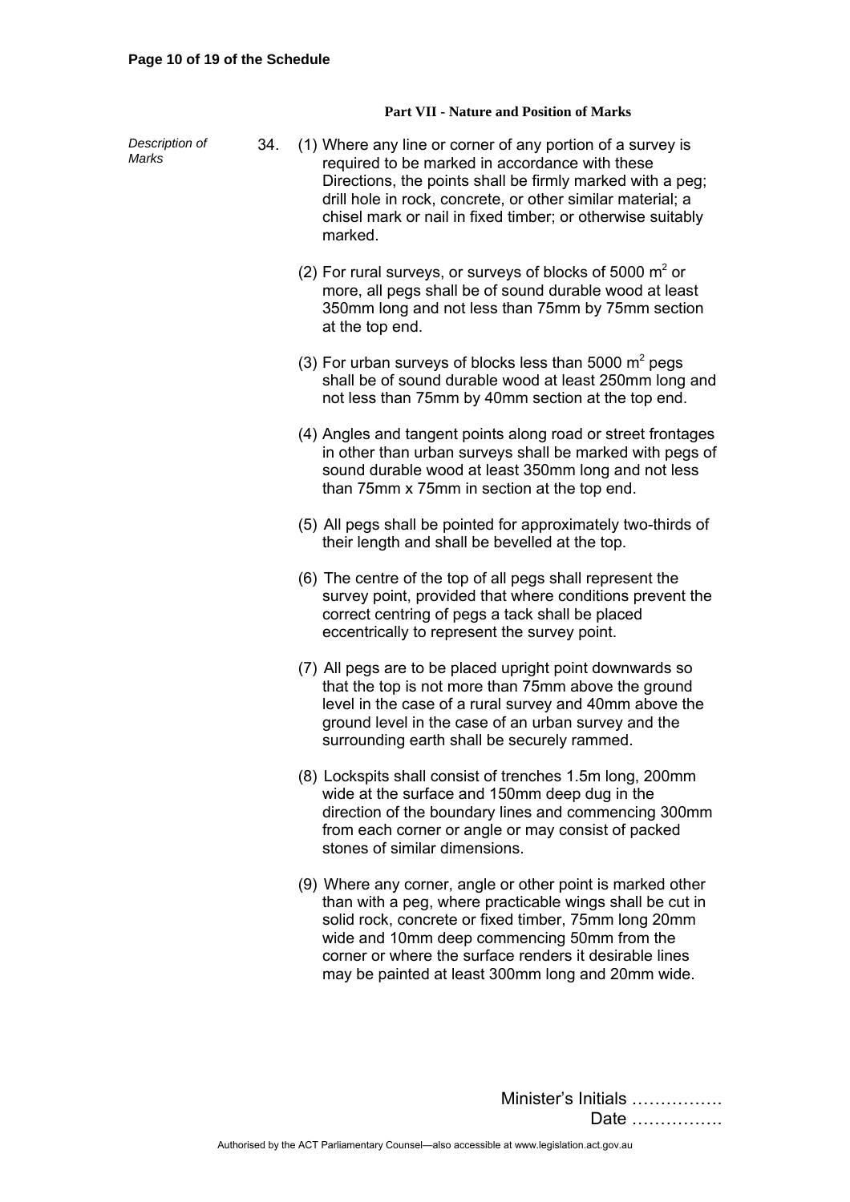## Part VII - Nature and Position of Marks

*Description of Marks*

34. (1) Where any line or corner of any portion of a survey is required to be marked in accordance with these Directions, the points shall be firmly marked with a peg; drill hole in rock, concrete, or other similar material; a chisel mark or nail in fixed timber; or otherwise suitably marked.

(2) For rural surveys, or surveys of blocks of 5000 $m^2$ or more, all pegs shall be of sound durable wood at least 350mm long and not less than 75mm by 75mm section at the top end.

(3) For urban surveys of blocks less than 5000 $m^2$ pegs shall be of sound durable wood at least 250mm long and not less than 75mm by 40mm section at the top end.

(4) Angles and tangent points along road or street frontages in other than urban surveys shall be marked with pegs of sound durable wood at least 350mm long and not less than 75mm x 75mm in section at the top end.

(5) All pegs shall be pointed for approximately two-thirds of their length and shall be bevelled at the top.

(6) The centre of the top of all pegs shall represent the survey point, provided that where conditions prevent the correct centring of pegs a tack shall be placed eccentrically to represent the survey point.

(7) All pegs are to be placed upright point downwards so that the top is not more than 75mm above the ground level in the case of a rural survey and 40mm above the ground level in the case of an urban survey and the surrounding earth shall be securely rammed.

(8) Lockspits shall consist of trenches 1.5m long, 200mm wide at the surface and 150mm deep dug in the direction of the boundary lines and commencing 300mm from each corner or angle or may consist of packed stones of similar dimensions.

(9) Where any corner, angle or other point is marked other than with a peg, where practicable wings shall be cut in solid rock, concrete or fixed timber, 75mm long 20mm wide and 10mm deep commencing 50mm from the corner or where the surface renders it desirable lines may be painted at least 300mm long and 20mm wide.

Minister's Initials …………….
Date …………….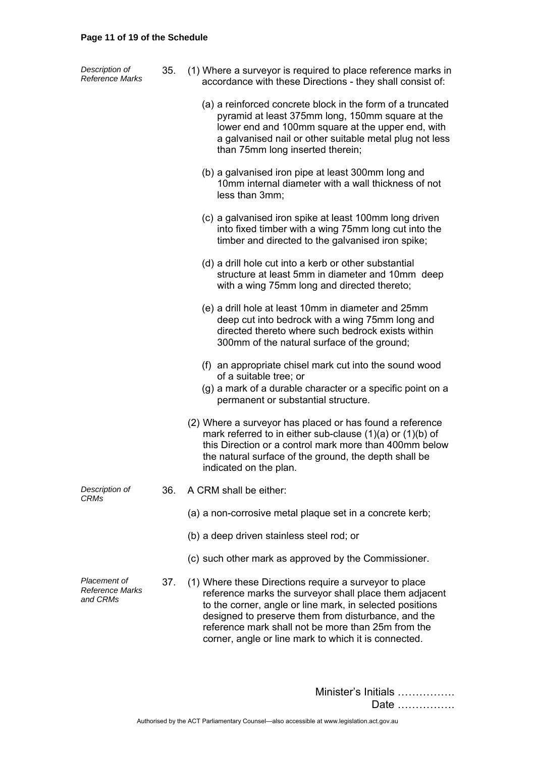*Description of Reference Marks*

35. (1) Where a surveyor is required to place reference marks in accordance with these Directions - they shall consist of:

(a) a reinforced concrete block in the form of a truncated pyramid at least 375mm long, 150mm square at the lower end and 100mm square at the upper end, with a galvanised nail or other suitable metal plug not less than 75mm long inserted therein;

(b) a galvanised iron pipe at least 300mm long and 10mm internal diameter with a wall thickness of not less than 3mm;

(c) a galvanised iron spike at least 100mm long driven into fixed timber with a wing 75mm long cut into the timber and directed to the galvanised iron spike;

(d) a drill hole cut into a kerb or other substantial structure at least 5mm in diameter and 10mm deep with a wing 75mm long and directed thereto;

(e) a drill hole at least 10mm in diameter and 25mm deep cut into bedrock with a wing 75mm long and directed thereto where such bedrock exists within 300mm of the natural surface of the ground;

(f) an appropriate chisel mark cut into the sound wood of a suitable tree; or

(g) a mark of a durable character or a specific point on a permanent or substantial structure.

(2) Where a surveyor has placed or has found a reference mark referred to in either sub-clause (1)(a) or (1)(b) of this Direction or a control mark more than 400mm below the natural surface of the ground, the depth shall be indicated on the plan.

*Description of CRMs*

36. A CRM shall be either:

(a) a non-corrosive metal plaque set in a concrete kerb;

(b) a deep driven stainless steel rod; or

(c) such other mark as approved by the Commissioner.

*Placement of Reference Marks and CRMs*

37. (1) Where these Directions require a surveyor to place reference marks the surveyor shall place them adjacent to the corner, angle or line mark, in selected positions designed to preserve them from disturbance, and the reference mark shall not be more than 25m from the corner, angle or line mark to which it is connected.

Minister's Initials …………….
Date …………….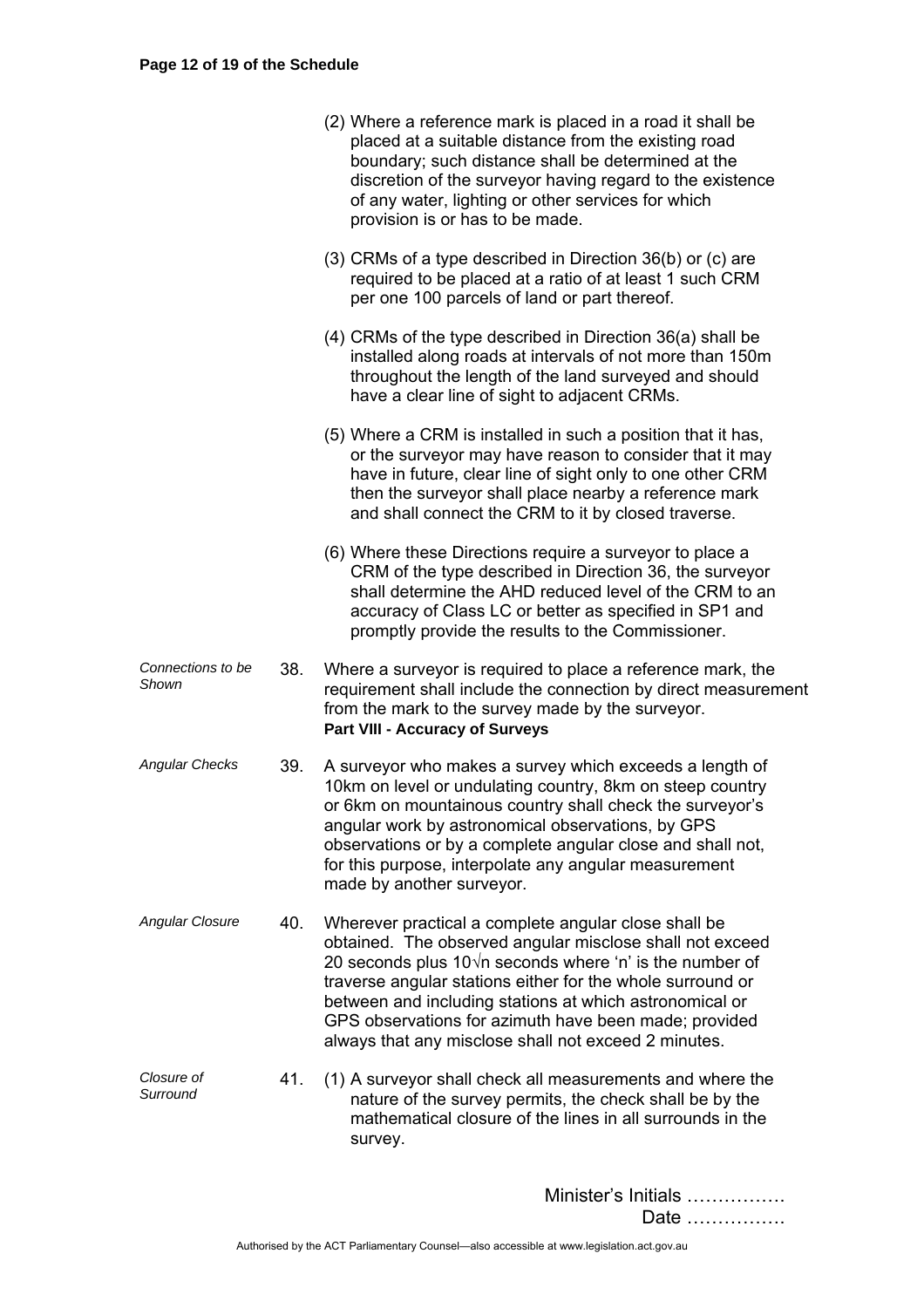(2) Where a reference mark is placed in a road it shall be placed at a suitable distance from the existing road boundary; such distance shall be determined at the discretion of the surveyor having regard to the existence of any water, lighting or other services for which provision is or has to be made.

(3) CRMs of a type described in Direction 36(b) or (c) are required to be placed at a ratio of at least 1 such CRM per one 100 parcels of land or part thereof.

(4) CRMs of the type described in Direction 36(a) shall be installed along roads at intervals of not more than 150m throughout the length of the land surveyed and should have a clear line of sight to adjacent CRMs.

(5) Where a CRM is installed in such a position that it has, or the surveyor may have reason to consider that it may have in future, clear line of sight only to one other CRM then the surveyor shall place nearby a reference mark and shall connect the CRM to it by closed traverse.

(6) Where these Directions require a surveyor to place a CRM of the type described in Direction 36, the surveyor shall determine the AHD reduced level of the CRM to an accuracy of Class LC or better as specified in SP1 and promptly provide the results to the Commissioner.

*Connections to be Shown*

38. Where a surveyor is required to place a reference mark, the requirement shall include the connection by direct measurement from the mark to the survey made by the surveyor.

**Part VIII - Accuracy of Surveys**

*Angular Checks*

39. A surveyor who makes a survey which exceeds a length of 10km on level or undulating country, 8km on steep country or 6km on mountainous country shall check the surveyor's angular work by astronomical observations, by GPS observations or by a complete angular close and shall not, for this purpose, interpolate any angular measurement made by another surveyor.

*Angular Closure*

40. Wherever practical a complete angular close shall be obtained. The observed angular misclose shall not exceed 20 seconds plus $10\sqrt{n}$ seconds where 'n' is the number of traverse angular stations either for the whole surround or between and including stations at which astronomical or GPS observations for azimuth have been made; provided always that any misclose shall not exceed 2 minutes.

*Closure of Surround*

41. (1) A surveyor shall check all measurements and where the nature of the survey permits, the check shall be by the mathematical closure of the lines in all surrounds in the survey.

Minister's Initials …………….
Date …………….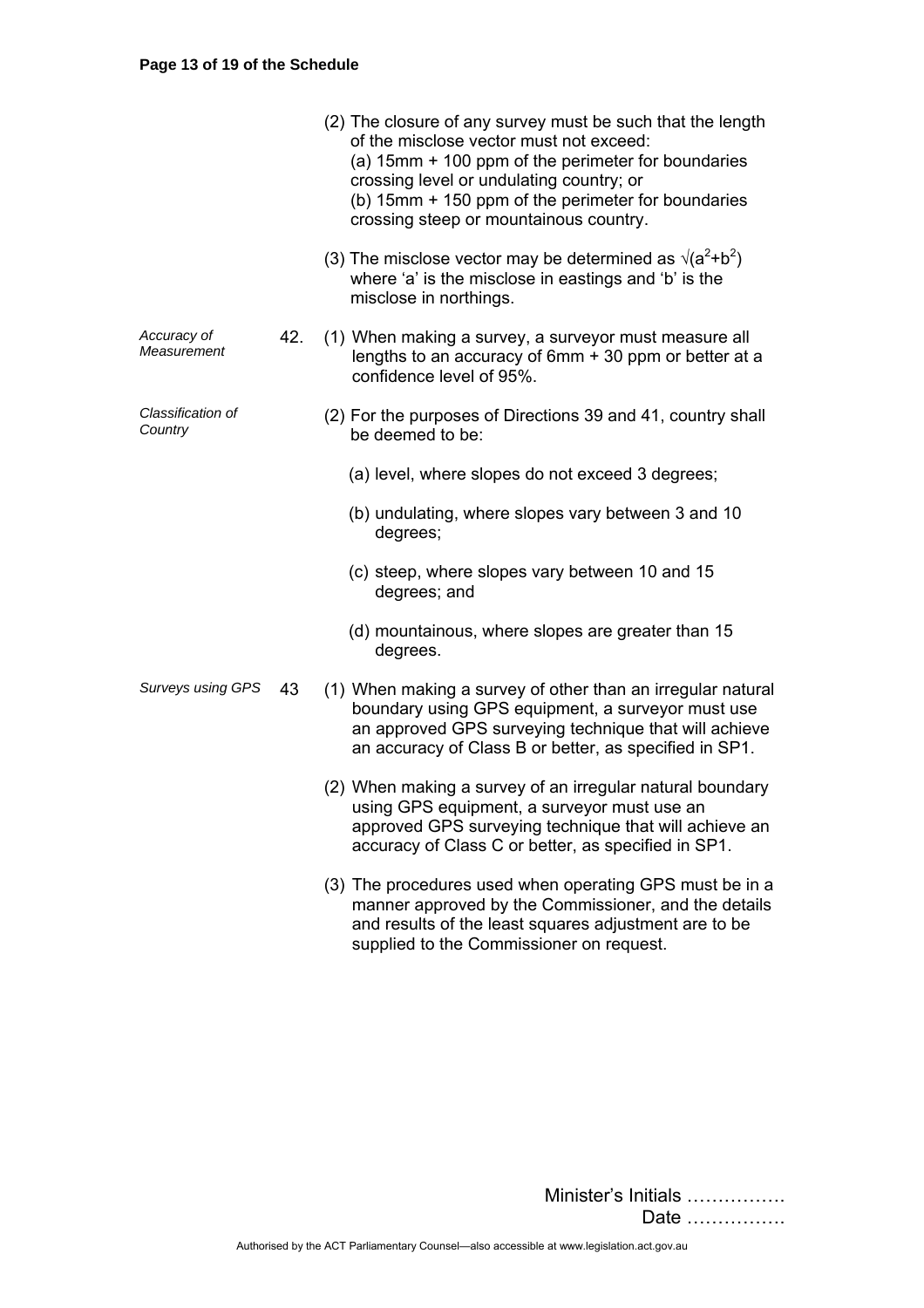(2) The closure of any survey must be such that the length of the misclose vector must not exceed:
(a) 15mm + 100 ppm of the perimeter for boundaries crossing level or undulating country; or
(b) 15mm + 150 ppm of the perimeter for boundaries crossing steep or mountainous country.

(3) The misclose vector may be determined as $\sqrt{(a^2+b^2)}$ where 'a' is the misclose in eastings and 'b' is the misclose in northings.

*Accuracy of Measurement*

42. (1) When making a survey, a surveyor must measure all lengths to an accuracy of 6mm + 30 ppm or better at a confidence level of 95%.

*Classification of Country*

(2) For the purposes of Directions 39 and 41, country shall be deemed to be:

(a) level, where slopes do not exceed 3 degrees;

(b) undulating, where slopes vary between 3 and 10 degrees;

(c) steep, where slopes vary between 10 and 15 degrees; and

(d) mountainous, where slopes are greater than 15 degrees.

*Surveys using GPS*

43 (1) When making a survey of other than an irregular natural boundary using GPS equipment, a surveyor must use an approved GPS surveying technique that will achieve an accuracy of Class B or better, as specified in SP1.

(2) When making a survey of an irregular natural boundary using GPS equipment, a surveyor must use an approved GPS surveying technique that will achieve an accuracy of Class C or better, as specified in SP1.

(3) The procedures used when operating GPS must be in a manner approved by the Commissioner, and the details and results of the least squares adjustment are to be supplied to the Commissioner on request.

Minister's Initials …………….
Date …………….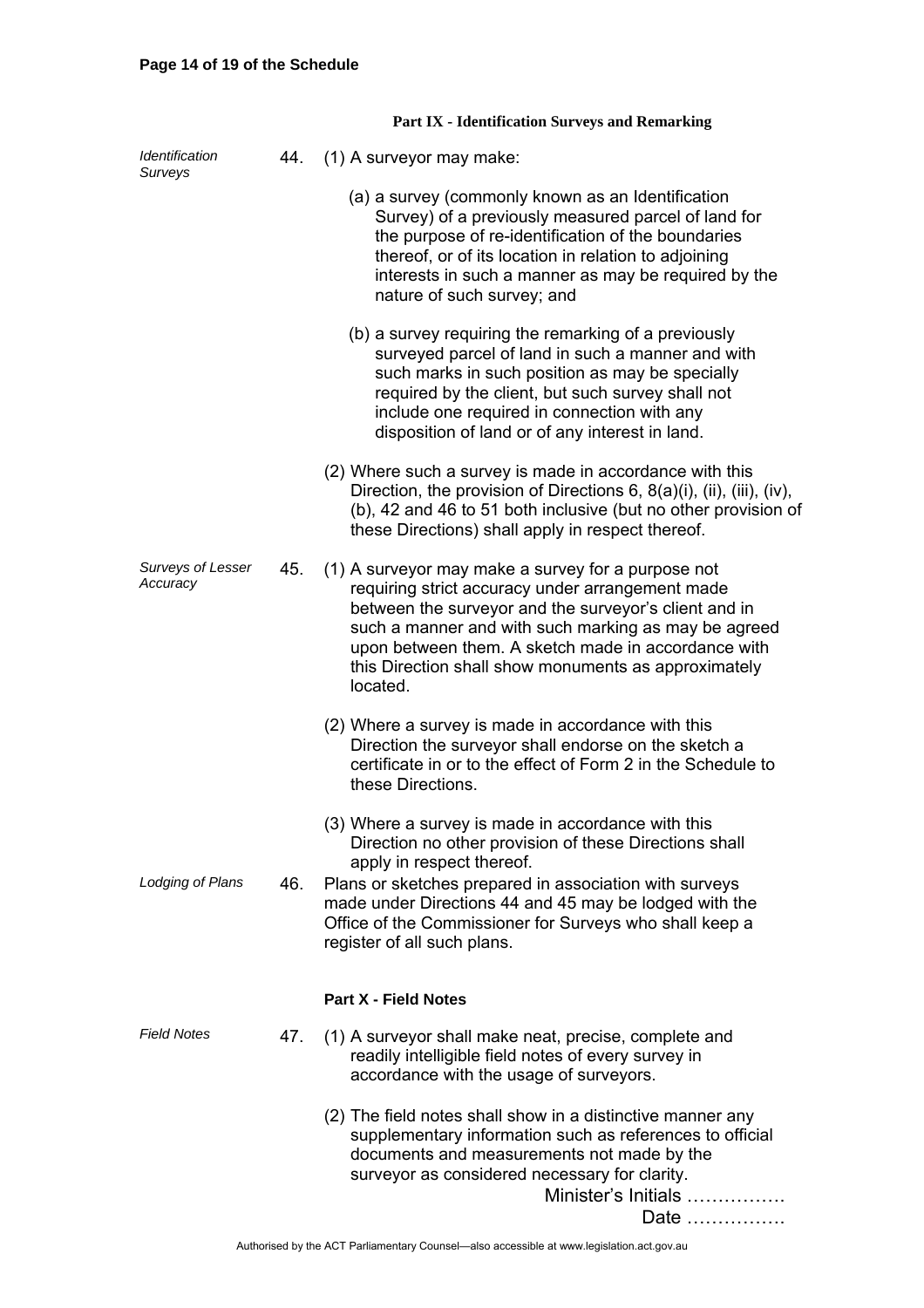## Part IX - Identification Surveys and Remarking

*Identification Surveys*

44. (1) A surveyor may make:

(a) a survey (commonly known as an Identification Survey) of a previously measured parcel of land for the purpose of re-identification of the boundaries thereof, or of its location in relation to adjoining interests in such a manner as may be required by the nature of such survey; and

(b) a survey requiring the remarking of a previously surveyed parcel of land in such a manner and with such marks in such position as may be specially required by the client, but such survey shall not include one required in connection with any disposition of land or of any interest in land.

(2) Where such a survey is made in accordance with this Direction, the provision of Directions 6, 8(a)(i), (ii), (iii), (iv), (b), 42 and 46 to 51 both inclusive (but no other provision of these Directions) shall apply in respect thereof.

*Surveys of Lesser Accuracy*

45. (1) A surveyor may make a survey for a purpose not requiring strict accuracy under arrangement made between the surveyor and the surveyor's client and in such a manner and with such marking as may be agreed upon between them. A sketch made in accordance with this Direction shall show monuments as approximately located.

(2) Where a survey is made in accordance with this Direction the surveyor shall endorse on the sketch a certificate in or to the effect of Form 2 in the Schedule to these Directions.

(3) Where a survey is made in accordance with this Direction no other provision of these Directions shall apply in respect thereof.

*Lodging of Plans*

46. Plans or sketches prepared in association with surveys made under Directions 44 and 45 may be lodged with the Office of the Commissioner for Surveys who shall keep a register of all such plans.

## Part X - Field Notes

*Field Notes*

47. (1) A surveyor shall make neat, precise, complete and readily intelligible field notes of every survey in accordance with the usage of surveyors.

(2) The field notes shall show in a distinctive manner any supplementary information such as references to official documents and measurements not made by the surveyor as considered necessary for clarity.

Minister's Initials …………….

Date …………….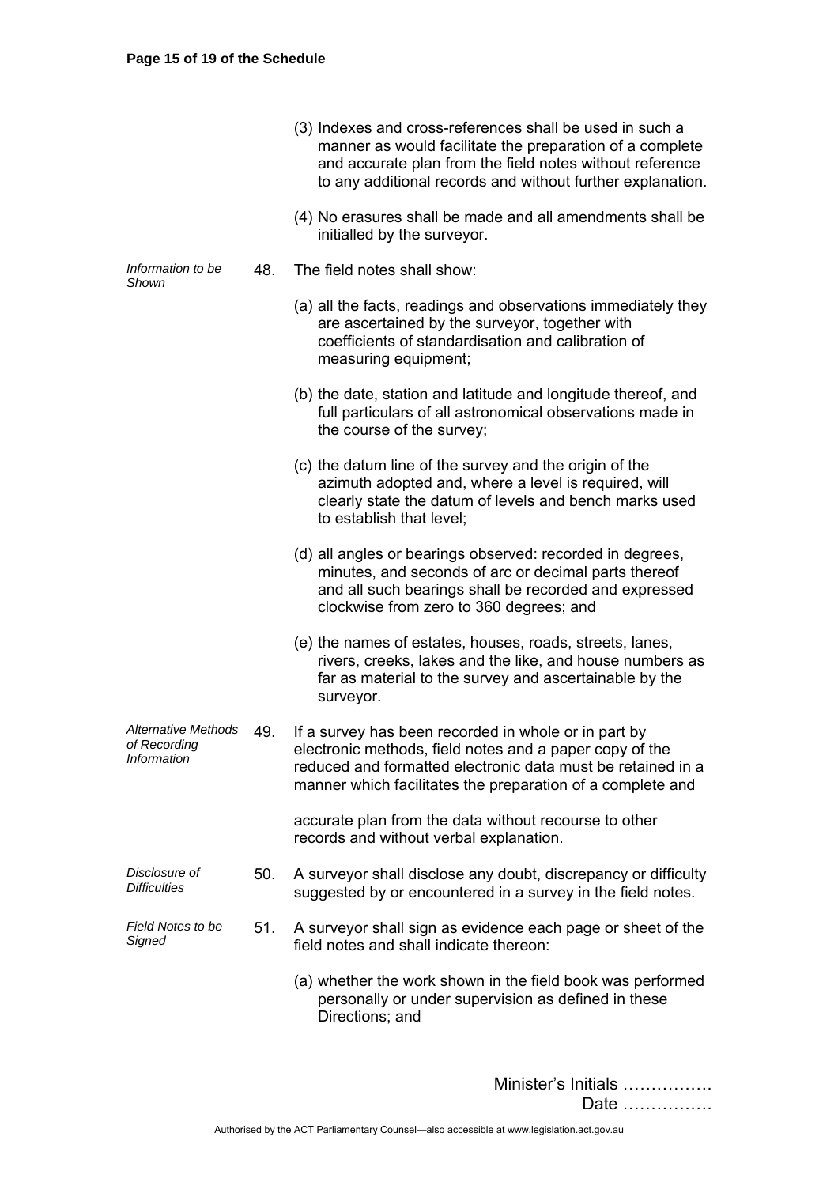(3) Indexes and cross-references shall be used in such a manner as would facilitate the preparation of a complete and accurate plan from the field notes without reference to any additional records and without further explanation.

(4) No erasures shall be made and all amendments shall be initialled by the surveyor.

*Information to be Shown*

48. The field notes shall show:

(a) all the facts, readings and observations immediately they are ascertained by the surveyor, together with coefficients of standardisation and calibration of measuring equipment;

(b) the date, station and latitude and longitude thereof, and full particulars of all astronomical observations made in the course of the survey;

(c) the datum line of the survey and the origin of the azimuth adopted and, where a level is required, will clearly state the datum of levels and bench marks used to establish that level;

(d) all angles or bearings observed: recorded in degrees, minutes, and seconds of arc or decimal parts thereof and all such bearings shall be recorded and expressed clockwise from zero to 360 degrees; and

(e) the names of estates, houses, roads, streets, lanes, rivers, creeks, lakes and the like, and house numbers as far as material to the survey and ascertainable by the surveyor.

*Alternative Methods of Recording Information*

49. If a survey has been recorded in whole or in part by electronic methods, field notes and a paper copy of the reduced and formatted electronic data must be retained in a manner which facilitates the preparation of a complete and accurate plan from the data without recourse to other records and without verbal explanation.

*Disclosure of Difficulties*

50. A surveyor shall disclose any doubt, discrepancy or difficulty suggested by or encountered in a survey in the field notes.

*Field Notes to be Signed*

51. A surveyor shall sign as evidence each page or sheet of the field notes and shall indicate thereon:

(a) whether the work shown in the field book was performed personally or under supervision as defined in these Directions; and

Minister's Initials …………….
Date …………….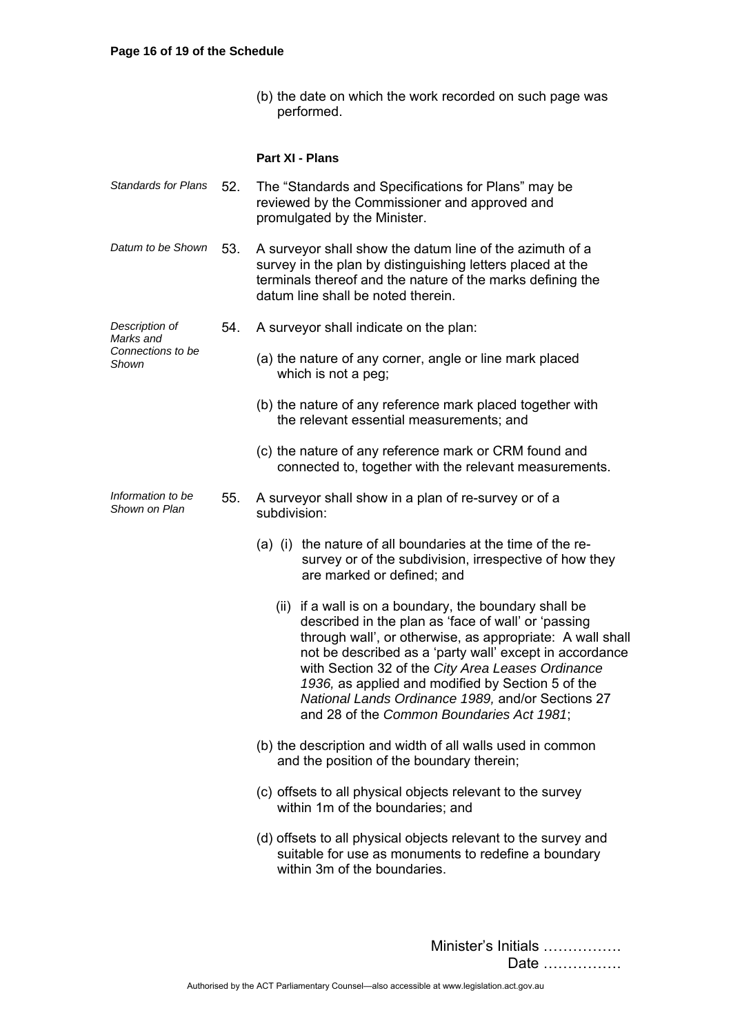(b) the date on which the work recorded on such page was performed.

### Part XI - Plans

*Standards for Plans*

52. The "Standards and Specifications for Plans" may be reviewed by the Commissioner and approved and promulgated by the Minister.

*Datum to be Shown*

53. A surveyor shall show the datum line of the azimuth of a survey in the plan by distinguishing letters placed at the terminals thereof and the nature of the marks defining the datum line shall be noted therein.

*Description of Marks and Connections to be Shown*

54. A surveyor shall indicate on the plan:

(a) the nature of any corner, angle or line mark placed which is not a peg;

(b) the nature of any reference mark placed together with the relevant essential measurements; and

(c) the nature of any reference mark or CRM found and connected to, together with the relevant measurements.

*Information to be Shown on Plan*

55. A surveyor shall show in a plan of re-survey or of a subdivision:

(a) (i) the nature of all boundaries at the time of the re-survey or of the subdivision, irrespective of how they are marked or defined; and

(ii) if a wall is on a boundary, the boundary shall be described in the plan as 'face of wall' or 'passing through wall', or otherwise, as appropriate: A wall shall not be described as a 'party wall' except in accordance with Section 32 of the *City Area Leases Ordinance 1936,* as applied and modified by Section 5 of the *National Lands Ordinance 1989,* and/or Sections 27 and 28 of the *Common Boundaries Act 1981*;

(b) the description and width of all walls used in common and the position of the boundary therein;

(c) offsets to all physical objects relevant to the survey within 1m of the boundaries; and

(d) offsets to all physical objects relevant to the survey and suitable for use as monuments to redefine a boundary within 3m of the boundaries.

Minister's Initials …………….
Date …………….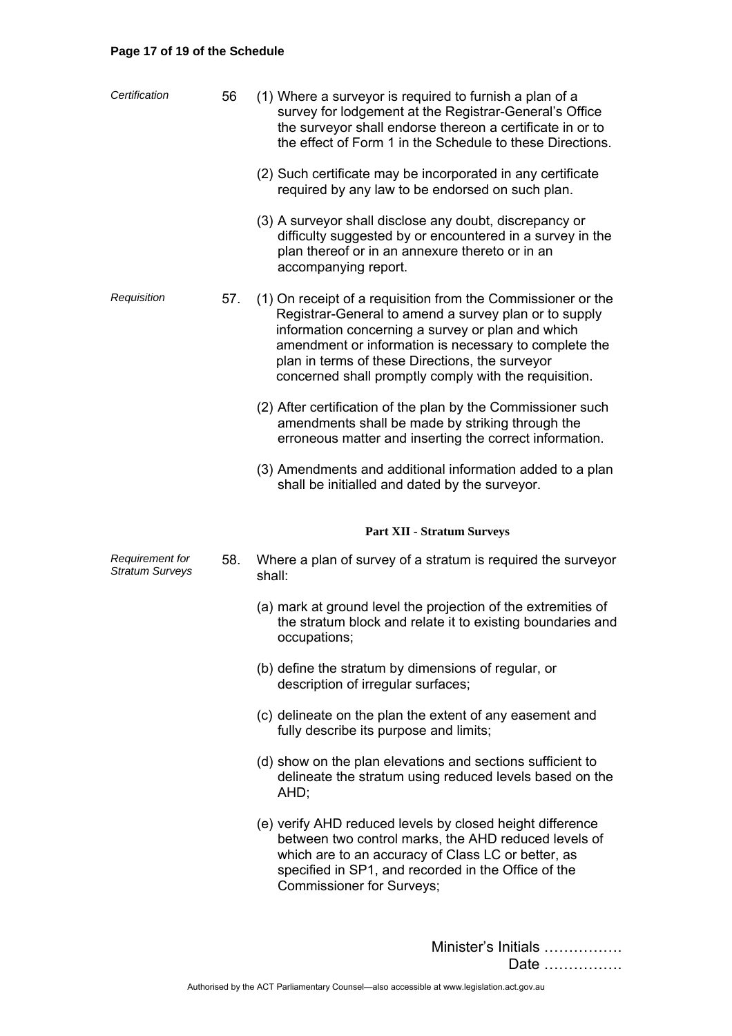*Certification*

56 (1) Where a surveyor is required to furnish a plan of a survey for lodgement at the Registrar-General's Office the surveyor shall endorse thereon a certificate in or to the effect of Form 1 in the Schedule to these Directions.

(2) Such certificate may be incorporated in any certificate required by any law to be endorsed on such plan.

(3) A surveyor shall disclose any doubt, discrepancy or difficulty suggested by or encountered in a survey in the plan thereof or in an annexure thereto or in an accompanying report.

*Requisition*

57. (1) On receipt of a requisition from the Commissioner or the Registrar-General to amend a survey plan or to supply information concerning a survey or plan and which amendment or information is necessary to complete the plan in terms of these Directions, the surveyor concerned shall promptly comply with the requisition.

(2) After certification of the plan by the Commissioner such amendments shall be made by striking through the erroneous matter and inserting the correct information.

(3) Amendments and additional information added to a plan shall be initialled and dated by the surveyor.

## Part XII - Stratum Surveys

*Requirement for Stratum Surveys*

58. Where a plan of survey of a stratum is required the surveyor shall:

(a) mark at ground level the projection of the extremities of the stratum block and relate it to existing boundaries and occupations;

(b) define the stratum by dimensions of regular, or description of irregular surfaces;

(c) delineate on the plan the extent of any easement and fully describe its purpose and limits;

(d) show on the plan elevations and sections sufficient to delineate the stratum using reduced levels based on the AHD;

(e) verify AHD reduced levels by closed height difference between two control marks, the AHD reduced levels of which are to an accuracy of Class LC or better, as specified in SP1, and recorded in the Office of the Commissioner for Surveys;

Minister's Initials …………….
Date …………….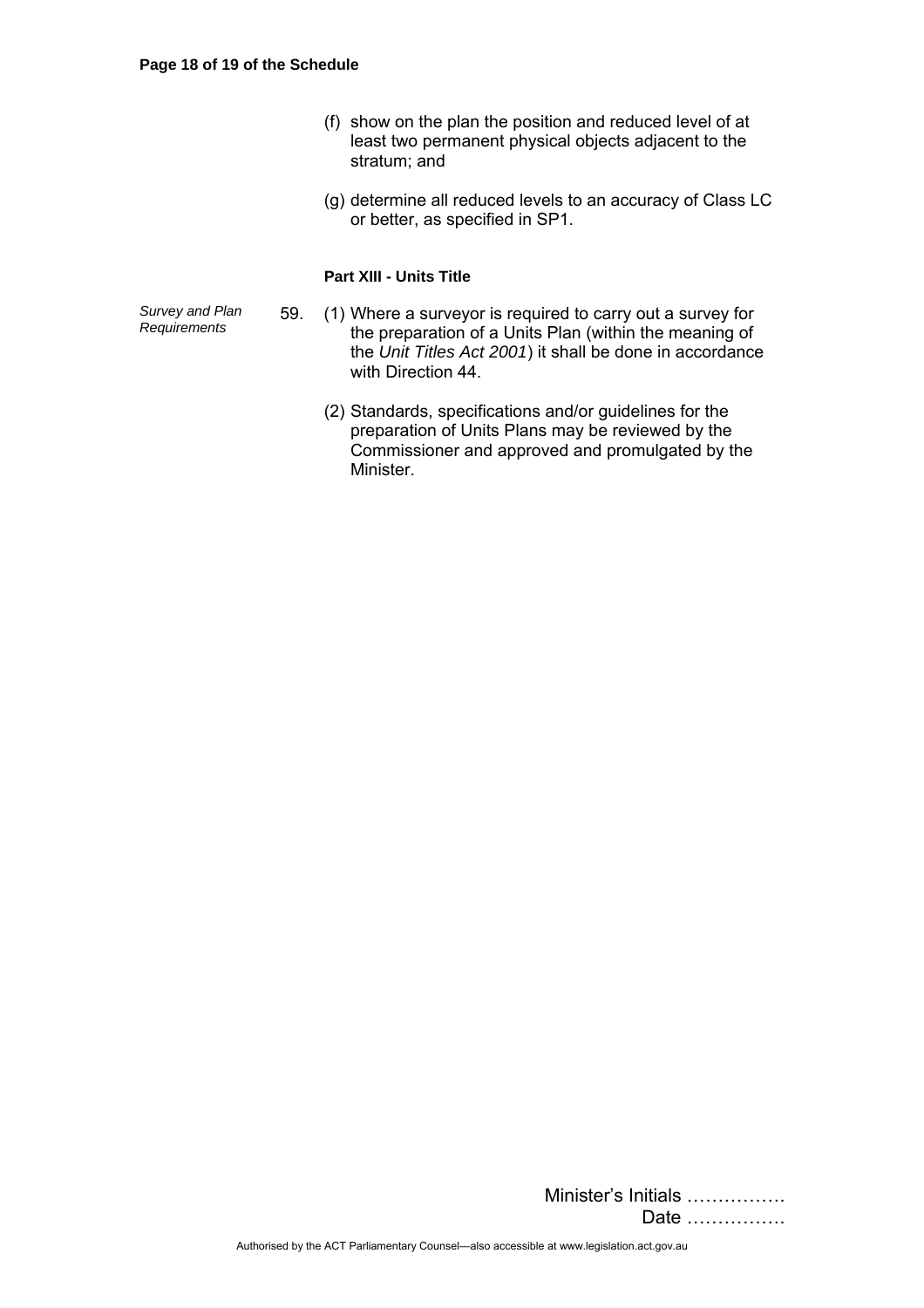(f) show on the plan the position and reduced level of at least two permanent physical objects adjacent to the stratum; and

(g) determine all reduced levels to an accuracy of Class LC or better, as specified in SP1.

**Part XIII - Units Title**

*Survey and Plan Requirements*

59. (1) Where a surveyor is required to carry out a survey for the preparation of a Units Plan (within the meaning of the *Unit Titles Act 2001*) it shall be done in accordance with Direction 44.

(2) Standards, specifications and/or guidelines for the preparation of Units Plans may be reviewed by the Commissioner and approved and promulgated by the Minister.

Minister's Initials …………….
Date …………….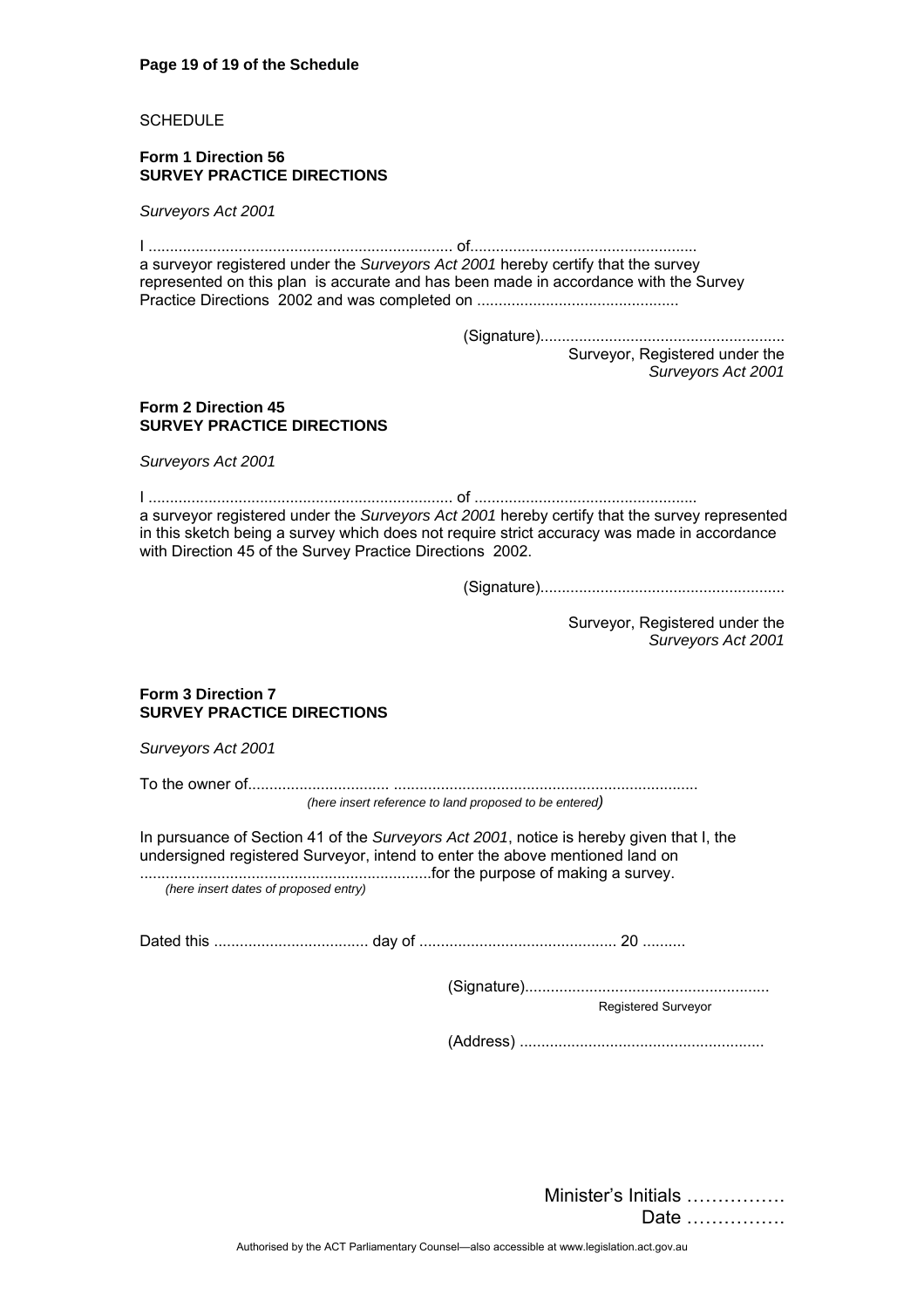**Page 19 of 19 of the Schedule**

SCHEDULE

**Form 1 Direction 56**
**SURVEY PRACTICE DIRECTIONS**

*Surveyors Act 2001*

I ....................................................................... of....................................................
a surveyor registered under the *Surveyors Act 2001* hereby certify that the survey represented on this plan is accurate and has been made in accordance with the Survey Practice Directions 2002 and was completed on ...............................................

(Signature).........................................................
Surveyor, Registered under the *Surveyors Act 2001*

**Form 2 Direction 45**
**SURVEY PRACTICE DIRECTIONS**

*Surveyors Act 2001*

I ....................................................................... of ....................................................
a surveyor registered under the *Surveyors Act 2001* hereby certify that the survey represented in this sketch being a survey which does not require strict accuracy was made in accordance with Direction 45 of the Survey Practice Directions 2002.

(Signature).........................................................

Surveyor, Registered under the *Surveyors Act 2001*

**Form 3 Direction 7**
**SURVEY PRACTICE DIRECTIONS**

*Surveyors Act 2001*

To the owner of................................. ......................................................................
*(here insert reference to land proposed to be entered)*

In pursuance of Section 41 of the *Surveyors Act 2001*, notice is hereby given that I, the undersigned registered Surveyor, intend to enter the above mentioned land on ....................................................................for the purpose of making a survey.
*(here insert dates of proposed entry)*

Dated this .................................... day of ............................................. 20 ..........

(Signature)........................................................
Registered Surveyor

(Address) .........................................................

Minister's Initials …………….
Date …………….